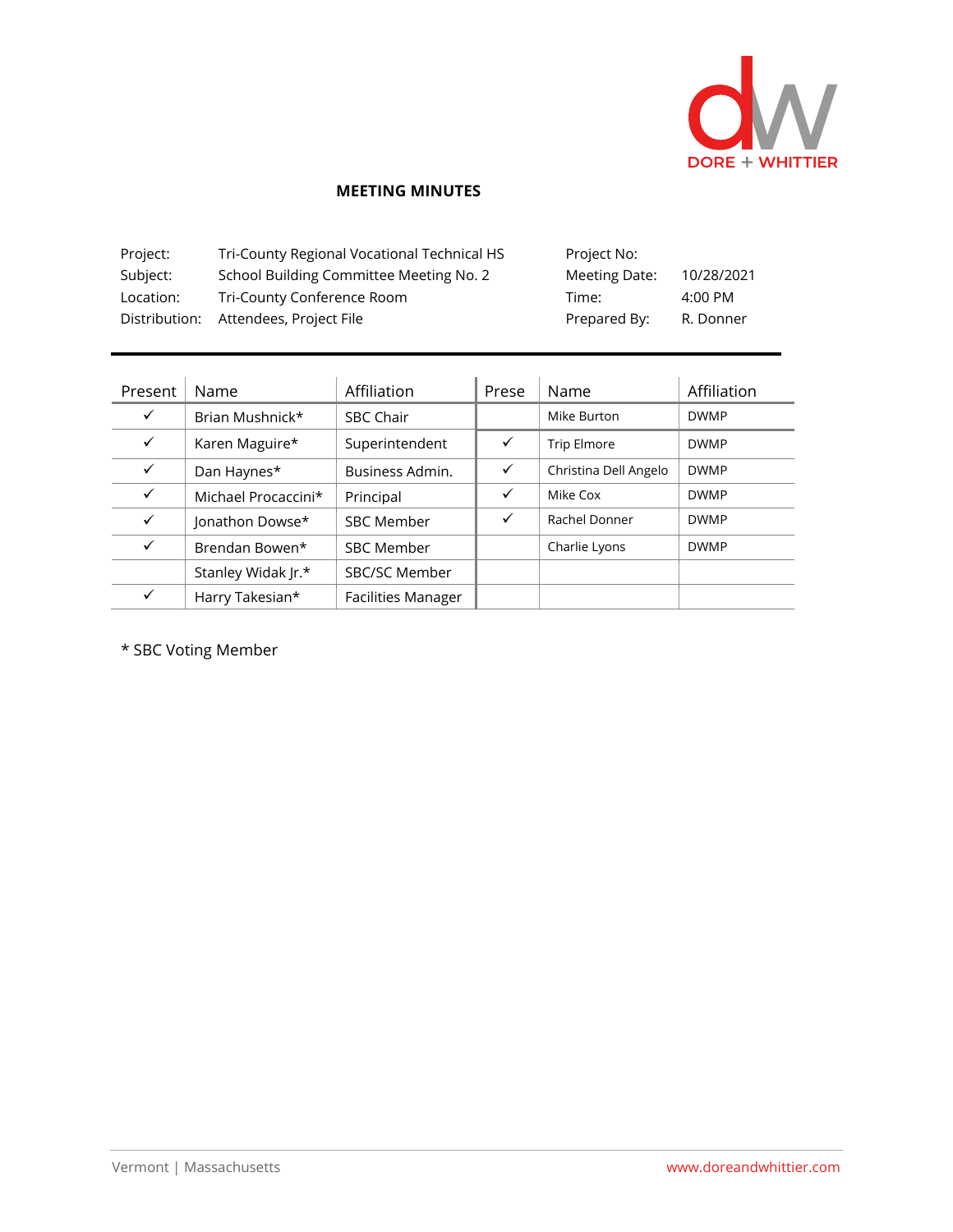DORE + WHITTIER

## MEETING MINUTES

| | | | |
|---|---|---|---|
| Project: | Tri-County Regional Vocational Technical HS | Project No: | |
| Subject: | School Building Committee Meeting No. 2 | Meeting Date: | 10/28/2021 |
| Location: | Tri-County Conference Room | Time: | 4:00 PM |
| Distribution: | Attendees, Project File | Prepared By: | R. Donner |

| Present | Name | Affiliation | Prese | Name | Affiliation |
|---|---|---|---|---|---|
| ✓ | Brian Mushnick* | SBC Chair | | Mike Burton | DWMP |
| ✓ | Karen Maguire* | Superintendent | ✓ | Trip Elmore | DWMP |
| ✓ | Dan Haynes* | Business Admin. | ✓ | Christina Dell Angelo | DWMP |
| ✓ | Michael Procaccini* | Principal | ✓ | Mike Cox | DWMP |
| ✓ | Jonathon Dowse* | SBC Member | ✓ | Rachel Donner | DWMP |
| ✓ | Brendan Bowen* | SBC Member | | Charlie Lyons | DWMP |
| | Stanley Widak Jr.* | SBC/SC Member | | | |
| ✓ | Harry Takesian* | Facilities Manager | | | |

* SBC Voting Member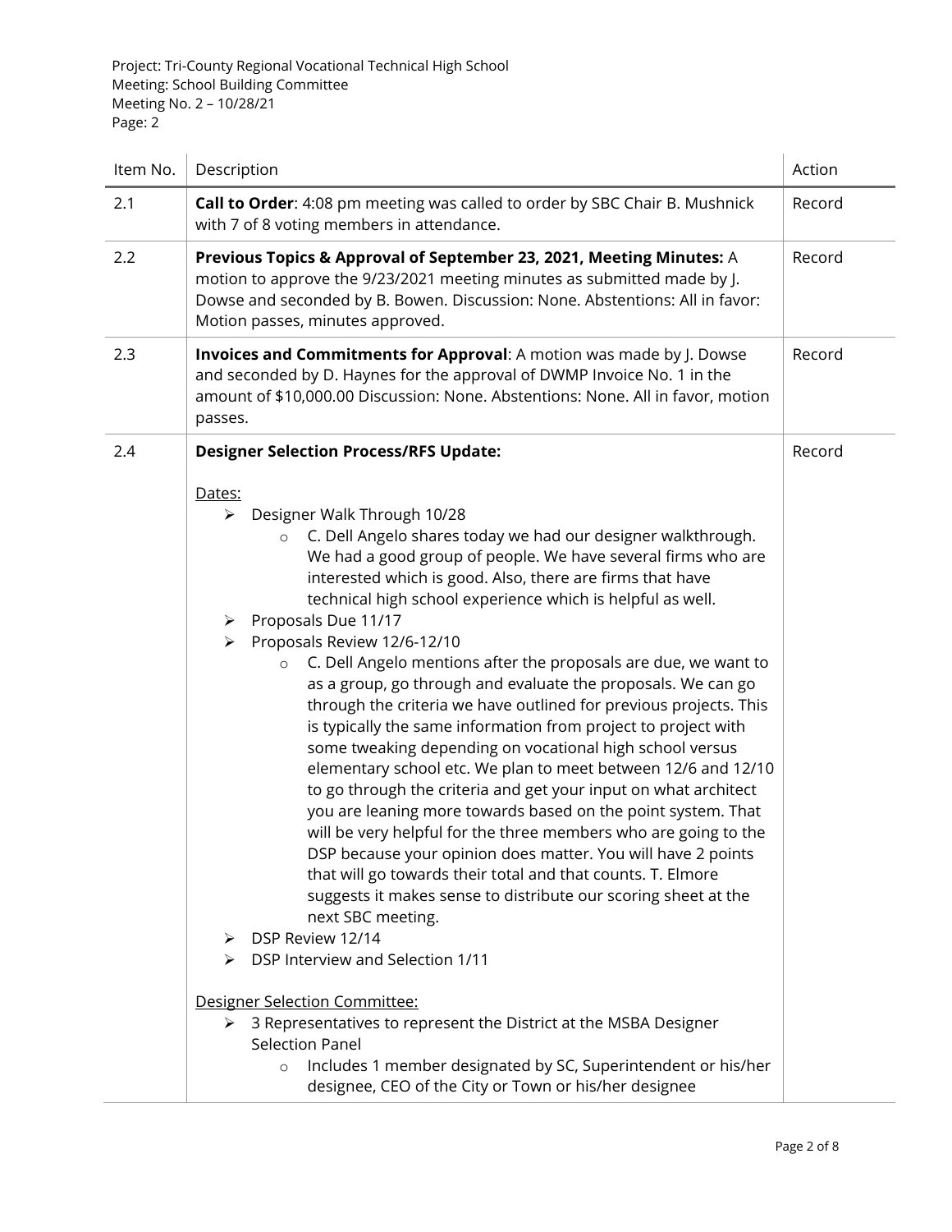Project: Tri-County Regional Vocational Technical High School
Meeting: School Building Committee
Meeting No. 2 – 10/28/21
Page: 2

| Item No. | Description | Action |
|---|---|---|
| 2.1 | **Call to Order**: 4:08 pm meeting was called to order by SBC Chair B. Mushnick with 7 of 8 voting members in attendance. | Record |
| 2.2 | **Previous Topics & Approval of September 23, 2021, Meeting Minutes:** A motion to approve the 9/23/2021 meeting minutes as submitted made by J. Dowse and seconded by B. Bowen. Discussion: None. Abstentions: All in favor: Motion passes, minutes approved. | Record |
| 2.3 | **Invoices and Commitments for Approval**: A motion was made by J. Dowse and seconded by D. Haynes for the approval of DWMP Invoice No. 1 in the amount of $10,000.00 Discussion: None. Abstentions: None. All in favor, motion passes. | Record |
| 2.4 | **Designer Selection Process/RFS Update:**<br><br>Dates:<br>➢ Designer Walk Through 10/28<br>&nbsp;&nbsp;&nbsp;&nbsp;○ C. Dell Angelo shares today we had our designer walkthrough. We had a good group of people. We have several firms who are interested which is good. Also, there are firms that have technical high school experience which is helpful as well.<br>➢ Proposals Due 11/17<br>➢ Proposals Review 12/6-12/10<br>&nbsp;&nbsp;&nbsp;&nbsp;○ C. Dell Angelo mentions after the proposals are due, we want to as a group, go through and evaluate the proposals. We can go through the criteria we have outlined for previous projects. This is typically the same information from project to project with some tweaking depending on vocational high school versus elementary school etc. We plan to meet between 12/6 and 12/10 to go through the criteria and get your input on what architect you are leaning more towards based on the point system. That will be very helpful for the three members who are going to the DSP because your opinion does matter. You will have 2 points that will go towards their total and that counts. T. Elmore suggests it makes sense to distribute our scoring sheet at the next SBC meeting.<br>➢ DSP Review 12/14<br>➢ DSP Interview and Selection 1/11<br><br>Designer Selection Committee:<br>➢ 3 Representatives to represent the District at the MSBA Designer Selection Panel<br>&nbsp;&nbsp;&nbsp;&nbsp;○ Includes 1 member designated by SC, Superintendent or his/her designee, CEO of the City or Town or his/her designee | Record |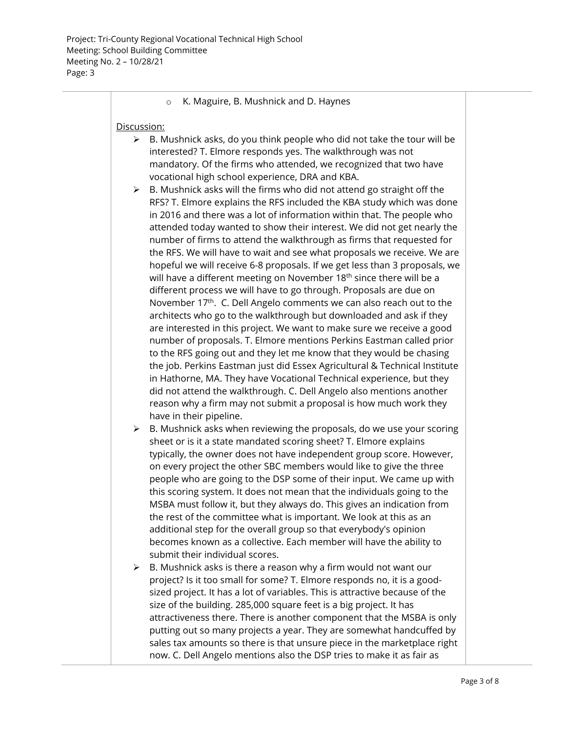- K. Maguire, B. Mushnick and D. Haynes

Discussion:

- B. Mushnick asks, do you think people who did not take the tour will be interested? T. Elmore responds yes. The walkthrough was not mandatory. Of the firms who attended, we recognized that two have vocational high school experience, DRA and KBA.
- B. Mushnick asks will the firms who did not attend go straight off the RFS? T. Elmore explains the RFS included the KBA study which was done in 2016 and there was a lot of information within that. The people who attended today wanted to show their interest. We did not get nearly the number of firms to attend the walkthrough as firms that requested for the RFS. We will have to wait and see what proposals we receive. We are hopeful we will receive 6-8 proposals. If we get less than 3 proposals, we will have a different meeting on November 18th since there will be a different process we will have to go through. Proposals are due on November 17th. C. Dell Angelo comments we can also reach out to the architects who go to the walkthrough but downloaded and ask if they are interested in this project. We want to make sure we receive a good number of proposals. T. Elmore mentions Perkins Eastman called prior to the RFS going out and they let me know that they would be chasing the job. Perkins Eastman just did Essex Agricultural & Technical Institute in Hathorne, MA. They have Vocational Technical experience, but they did not attend the walkthrough. C. Dell Angelo also mentions another reason why a firm may not submit a proposal is how much work they have in their pipeline.
- B. Mushnick asks when reviewing the proposals, do we use your scoring sheet or is it a state mandated scoring sheet? T. Elmore explains typically, the owner does not have independent group score. However, on every project the other SBC members would like to give the three people who are going to the DSP some of their input. We came up with this scoring system. It does not mean that the individuals going to the MSBA must follow it, but they always do. This gives an indication from the rest of the committee what is important. We look at this as an additional step for the overall group so that everybody's opinion becomes known as a collective. Each member will have the ability to submit their individual scores.
- B. Mushnick asks is there a reason why a firm would not want our project? Is it too small for some? T. Elmore responds no, it is a good-sized project. It has a lot of variables. This is attractive because of the size of the building. 285,000 square feet is a big project. It has attractiveness there. There is another component that the MSBA is only putting out so many projects a year. They are somewhat handcuffed by sales tax amounts so there is that unsure piece in the marketplace right now. C. Dell Angelo mentions also the DSP tries to make it as fair as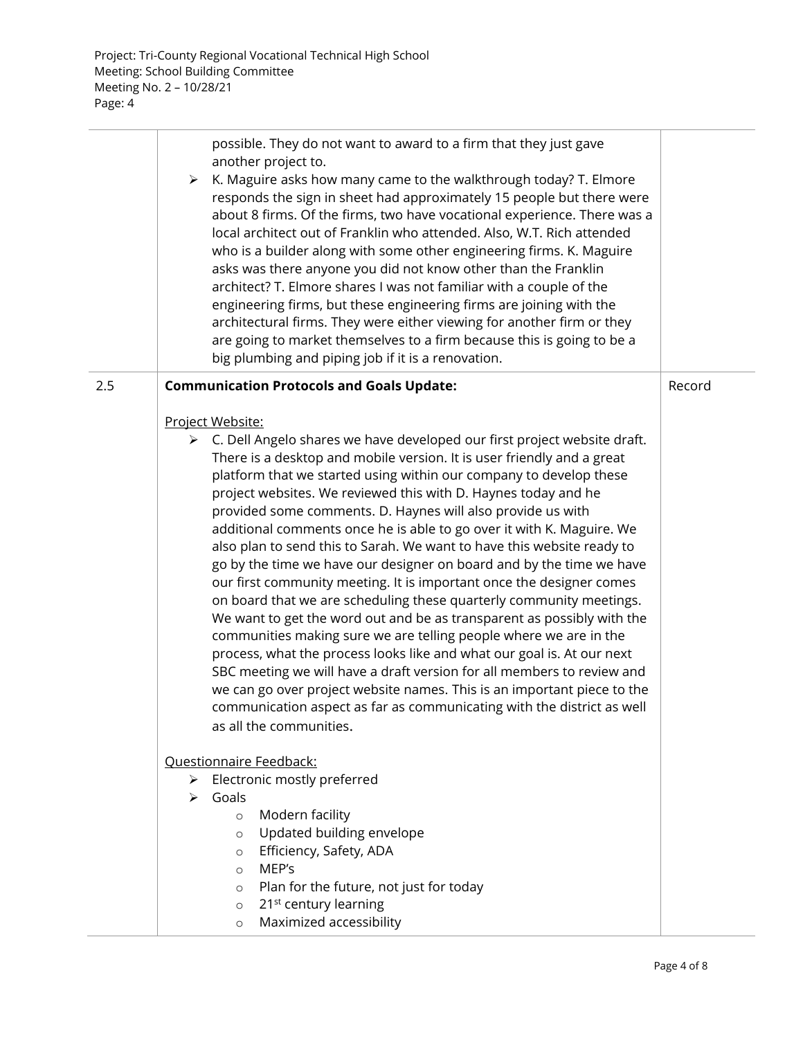| | | |
|---|---|---|
| | possible. They do not want to award to a firm that they just gave another project to.<br>➢ K. Maguire asks how many came to the walkthrough today? T. Elmore responds the sign in sheet had approximately 15 people but there were about 8 firms. Of the firms, two have vocational experience. There was a local architect out of Franklin who attended. Also, W.T. Rich attended who is a builder along with some other engineering firms. K. Maguire asks was there anyone you did not know other than the Franklin architect? T. Elmore shares I was not familiar with a couple of the engineering firms, but these engineering firms are joining with the architectural firms. They were either viewing for another firm or they are going to market themselves to a firm because this is going to be a big plumbing and piping job if it is a renovation. | |
| 2.5 | **Communication Protocols and Goals Update:**<br><br>Project Website:<br>➢ C. Dell Angelo shares we have developed our first project website draft. There is a desktop and mobile version. It is user friendly and a great platform that we started using within our company to develop these project websites. We reviewed this with D. Haynes today and he provided some comments. D. Haynes will also provide us with additional comments once he is able to go over it with K. Maguire. We also plan to send this to Sarah. We want to have this website ready to go by the time we have our designer on board and by the time we have our first community meeting. It is important once the designer comes on board that we are scheduling these quarterly community meetings. We want to get the word out and be as transparent as possibly with the communities making sure we are telling people where we are in the process, what the process looks like and what our goal is. At our next SBC meeting we will have a draft version for all members to review and we can go over project website names. This is an important piece to the communication aspect as far as communicating with the district as well as all the communities.<br><br>Questionnaire Feedback:<br>➢ Electronic mostly preferred<br>➢ Goals<br>&nbsp;&nbsp;&nbsp;&nbsp;○ Modern facility<br>&nbsp;&nbsp;&nbsp;&nbsp;○ Updated building envelope<br>&nbsp;&nbsp;&nbsp;&nbsp;○ Efficiency, Safety, ADA<br>&nbsp;&nbsp;&nbsp;&nbsp;○ MEP's<br>&nbsp;&nbsp;&nbsp;&nbsp;○ Plan for the future, not just for today<br>&nbsp;&nbsp;&nbsp;&nbsp;○ 21st century learning<br>&nbsp;&nbsp;&nbsp;&nbsp;○ Maximized accessibility | Record |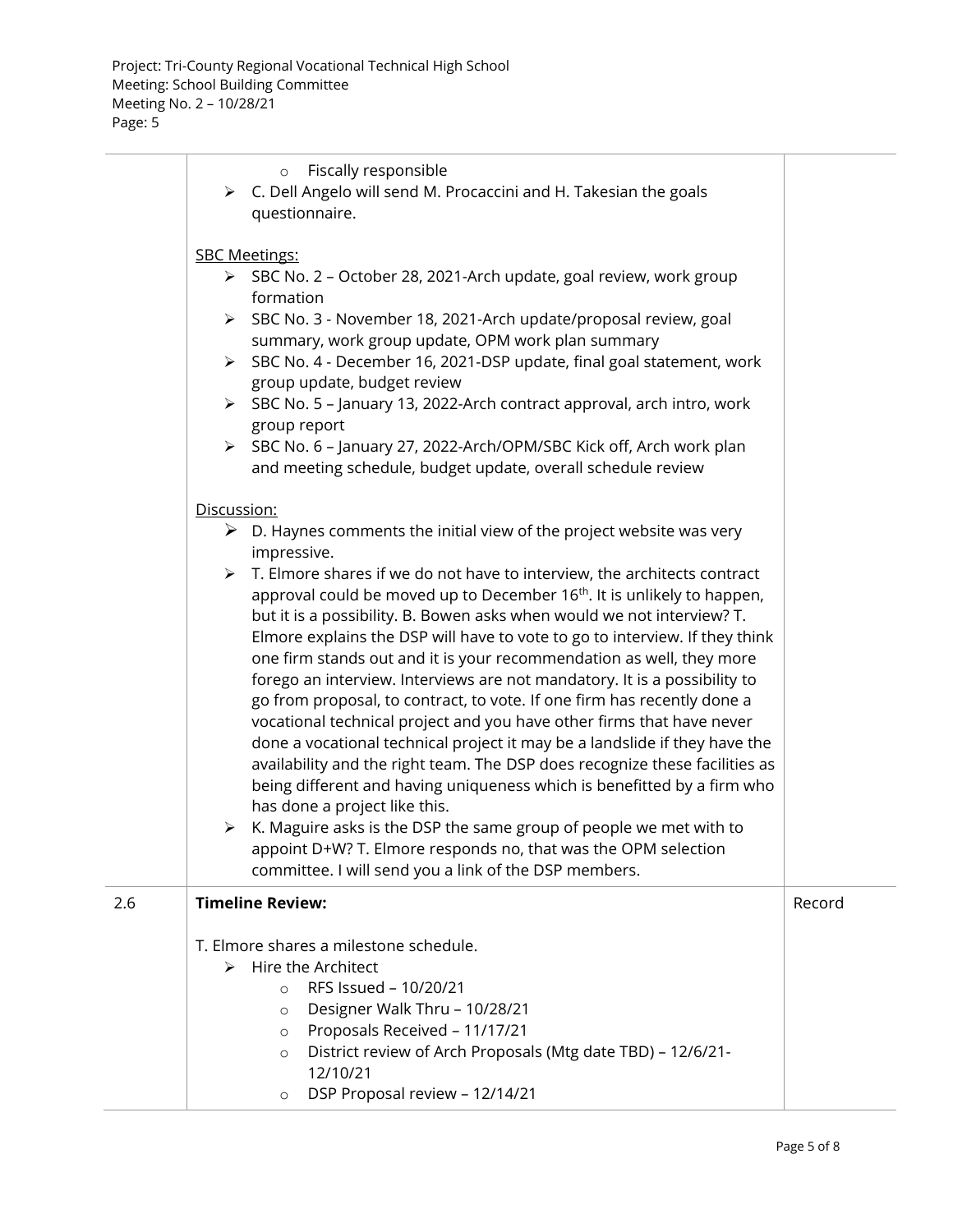| | | |
|---|---|---|
| | - Fiscally responsible<br>- C. Dell Angelo will send M. Procaccini and H. Takesian the goals questionnaire.<br><br><u>SBC Meetings:</u><br>- SBC No. 2 – October 28, 2021-Arch update, goal review, work group formation<br>- SBC No. 3 - November 18, 2021-Arch update/proposal review, goal summary, work group update, OPM work plan summary<br>- SBC No. 4 - December 16, 2021-DSP update, final goal statement, work group update, budget review<br>- SBC No. 5 – January 13, 2022-Arch contract approval, arch intro, work group report<br>- SBC No. 6 – January 27, 2022-Arch/OPM/SBC Kick off, Arch work plan and meeting schedule, budget update, overall schedule review<br><br><u>Discussion:</u><br>- D. Haynes comments the initial view of the project website was very impressive.<br>- T. Elmore shares if we do not have to interview, the architects contract approval could be moved up to December 16th. It is unlikely to happen, but it is a possibility. B. Bowen asks when would we not interview? T. Elmore explains the DSP will have to vote to go to interview. If they think one firm stands out and it is your recommendation as well, they more forego an interview. Interviews are not mandatory. It is a possibility to go from proposal, to contract, to vote. If one firm has recently done a vocational technical project and you have other firms that have never done a vocational technical project it may be a landslide if they have the availability and the right team. The DSP does recognize these facilities as being different and having uniqueness which is benefitted by a firm who has done a project like this.<br>- K. Maguire asks is the DSP the same group of people we met with to appoint D+W? T. Elmore responds no, that was the OPM selection committee. I will send you a link of the DSP members. | |
| 2.6 | **Timeline Review:**<br><br>T. Elmore shares a milestone schedule.<br>- Hire the Architect<br>  - RFS Issued – 10/20/21<br>  - Designer Walk Thru – 10/28/21<br>  - Proposals Received – 11/17/21<br>  - District review of Arch Proposals (Mtg date TBD) – 12/6/21-12/10/21<br>  - DSP Proposal review – 12/14/21 | Record |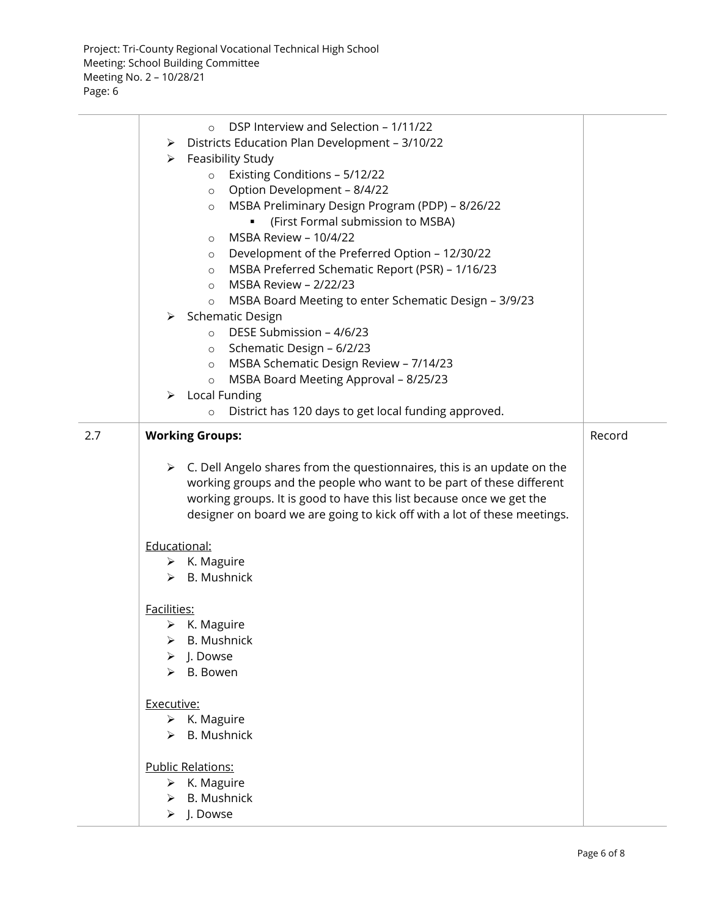| | | |
|---|---|---|
| | - DSP Interview and Selection – 1/11/22<br>- Districts Education Plan Development – 3/10/22<br>- Feasibility Study<br>  - Existing Conditions – 5/12/22<br>  - Option Development – 8/4/22<br>  - MSBA Preliminary Design Program (PDP) – 8/26/22<br>    - (First Formal submission to MSBA)<br>  - MSBA Review – 10/4/22<br>  - Development of the Preferred Option – 12/30/22<br>  - MSBA Preferred Schematic Report (PSR) – 1/16/23<br>  - MSBA Review – 2/22/23<br>  - MSBA Board Meeting to enter Schematic Design – 3/9/23<br>- Schematic Design<br>  - DESE Submission – 4/6/23<br>  - Schematic Design – 6/2/23<br>  - MSBA Schematic Design Review – 7/14/23<br>  - MSBA Board Meeting Approval – 8/25/23<br>- Local Funding<br>  - District has 120 days to get local funding approved. | |
| 2.7 | **Working Groups:**<br><br>- C. Dell Angelo shares from the questionnaires, this is an update on the working groups and the people who want to be part of these different working groups. It is good to have this list because once we get the designer on board we are going to kick off with a lot of these meetings.<br><br><u>Educational:</u><br>- K. Maguire<br>- B. Mushnick<br><br><u>Facilities:</u><br>- K. Maguire<br>- B. Mushnick<br>- J. Dowse<br>- B. Bowen<br><br><u>Executive:</u><br>- K. Maguire<br>- B. Mushnick<br><br><u>Public Relations:</u><br>- K. Maguire<br>- B. Mushnick<br>- J. Dowse | Record |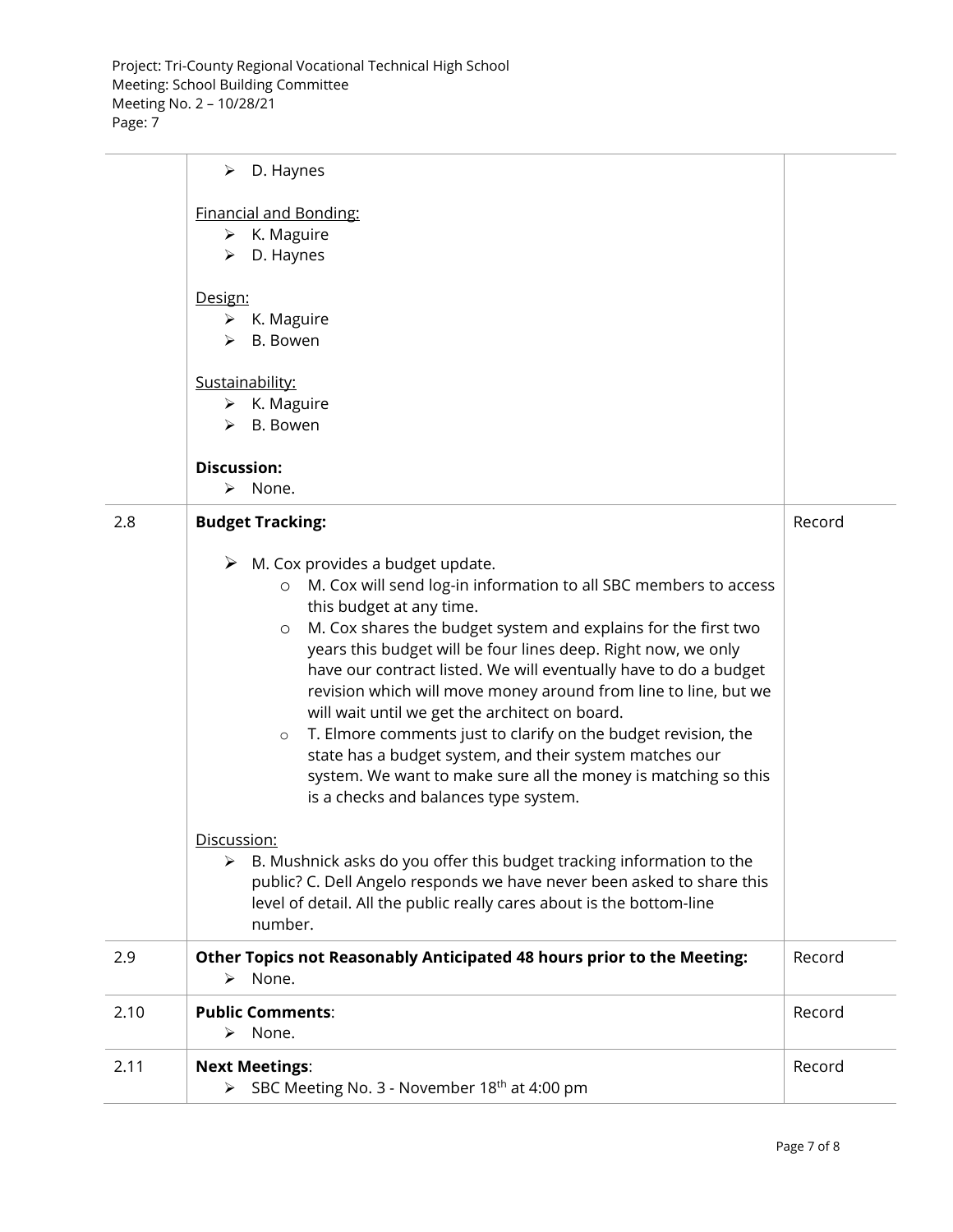| | | |
|---|---|---|
| | ➢ D. Haynes<br><br><u>Financial and Bonding:</u><br>➢ K. Maguire<br>➢ D. Haynes<br><br><u>Design:</u><br>➢ K. Maguire<br>➢ B. Bowen<br><br><u>Sustainability:</u><br>➢ K. Maguire<br>➢ B. Bowen<br><br>**Discussion:**<br>➢ None. | |
| 2.8 | **Budget Tracking:**<br><br>➢ M. Cox provides a budget update.<br>o M. Cox will send log-in information to all SBC members to access this budget at any time.<br>o M. Cox shares the budget system and explains for the first two years this budget will be four lines deep. Right now, we only have our contract listed. We will eventually have to do a budget revision which will move money around from line to line, but we will wait until we get the architect on board.<br>o T. Elmore comments just to clarify on the budget revision, the state has a budget system, and their system matches our system. We want to make sure all the money is matching so this is a checks and balances type system.<br><br><u>Discussion:</u><br>➢ B. Mushnick asks do you offer this budget tracking information to the public? C. Dell Angelo responds we have never been asked to share this level of detail. All the public really cares about is the bottom-line number. | Record |
| 2.9 | **Other Topics not Reasonably Anticipated 48 hours prior to the Meeting:**<br>➢ None. | Record |
| 2.10 | **Public Comments**:<br>➢ None. | Record |
| 2.11 | **Next Meetings**:<br>➢ SBC Meeting No. 3 - November 18th at 4:00 pm | Record |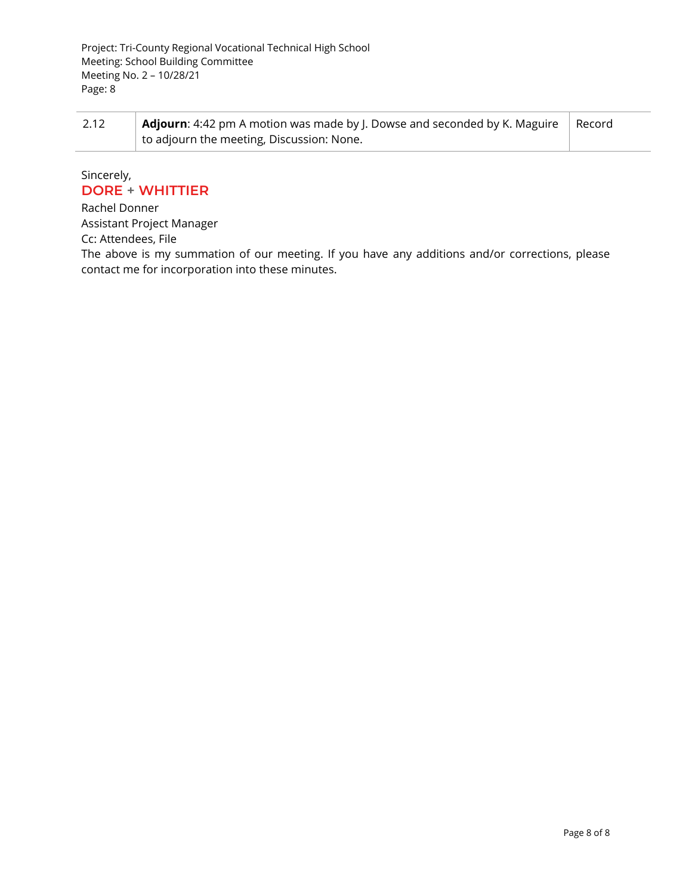| | | |
|---|---|---|
| 2.12 | **Adjourn**: 4:42 pm A motion was made by J. Dowse and seconded by K. Maguire to adjourn the meeting, Discussion: None. | Record |

Sincerely,

**DORE + WHITTIER**

Rachel Donner

Assistant Project Manager

Cc: Attendees, File

The above is my summation of our meeting. If you have any additions and/or corrections, please contact me for incorporation into these minutes.